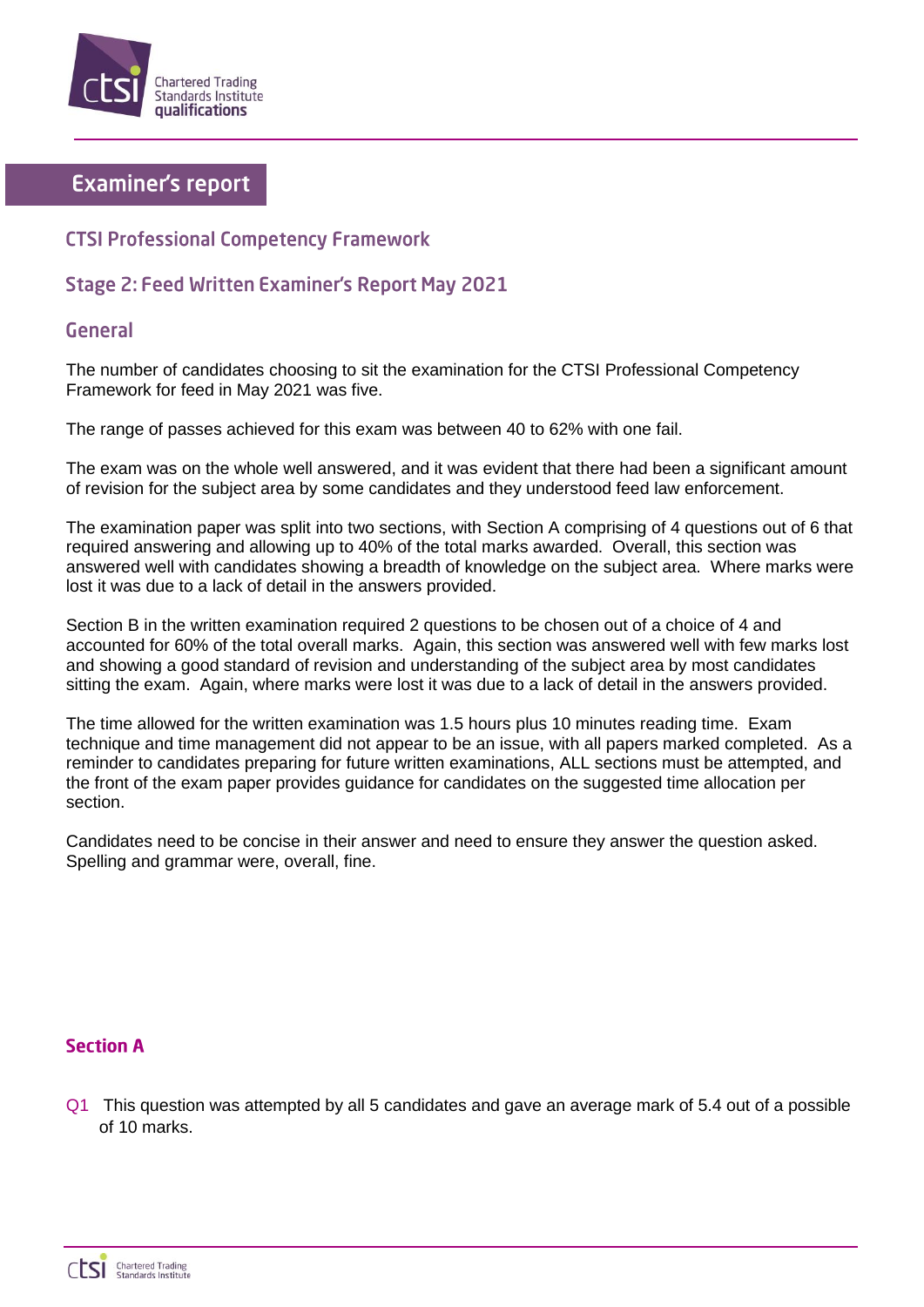# Examiner's report

## CTSI Professional Competency Framework

## Stage 2: Feed Written Examiner's Report May 2021

## General

The number of candidates choosing to sit the examination for the CTSI Professional Competency Framework for feed in May 2021 was five.

The range of passes achieved for this exam was between 40 to 62% with one fail.

The exam was on the whole well answered, and it was evident that there had been a significant amount of revision for the subject area by some candidates and they understood feed law enforcement.

The examination paper was split into two sections, with Section A comprising of 4 questions out of 6 that required answering and allowing up to 40% of the total marks awarded. Overall, this section was answered well with candidates showing a breadth of knowledge on the subject area. Where marks were lost it was due to a lack of detail in the answers provided.

Section B in the written examination required 2 questions to be chosen out of a choice of 4 and accounted for 60% of the total overall marks. Again, this section was answered well with few marks lost and showing a good standard of revision and understanding of the subject area by most candidates sitting the exam. Again, where marks were lost it was due to a lack of detail in the answers provided.

The time allowed for the written examination was 1.5 hours plus 10 minutes reading time. Exam technique and time management did not appear to be an issue, with all papers marked completed. As a reminder to candidates preparing for future written examinations, ALL sections must be attempted, and the front of the exam paper provides guidance for candidates on the suggested time allocation per section.

Candidates need to be concise in their answer and need to ensure they answer the question asked. Spelling and grammar were, overall, fine.

### Section A

Q1 This question was attempted by all 5 candidates and gave an average mark of 5.4 out of a possible of 10 marks.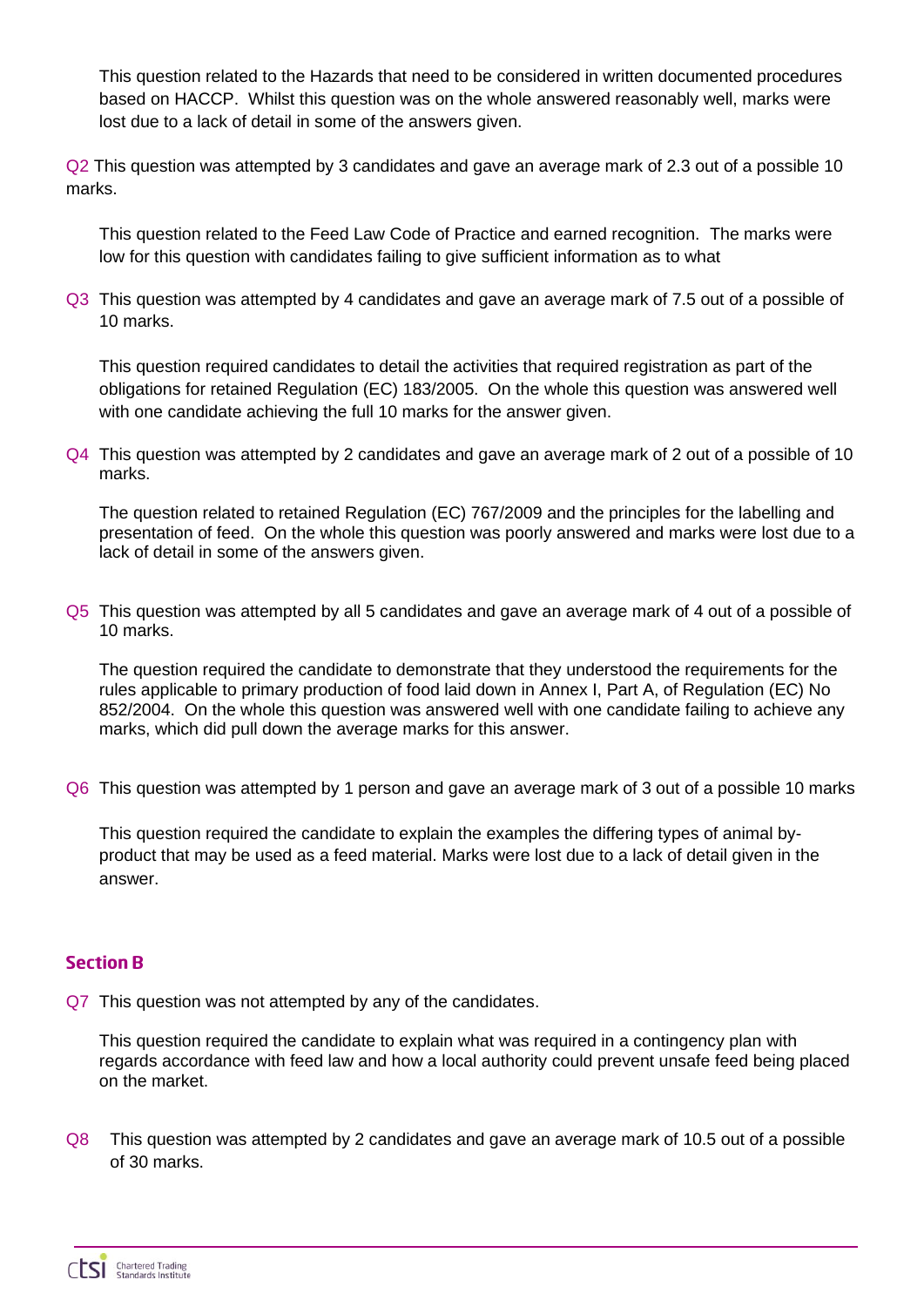This question related to the Hazards that need to be considered in written documented procedures based on HACCP. Whilst this question was on the whole answered reasonably well, marks were lost due to a lack of detail in some of the answers given.

Q2 This question was attempted by 3 candidates and gave an average mark of 2.3 out of a possible 10 marks.

This question related to the Feed Law Code of Practice and earned recognition. The marks were low for this question with candidates failing to give sufficient information as to what

Q3 This question was attempted by 4 candidates and gave an average mark of 7.5 out of a possible of 10 marks.

This question required candidates to detail the activities that required registration as part of the obligations for retained Regulation (EC) 183/2005. On the whole this question was answered well with one candidate achieving the full 10 marks for the answer given.

Q4 This question was attempted by 2 candidates and gave an average mark of 2 out of a possible of 10 marks.

The question related to retained Regulation (EC) 767/2009 and the principles for the labelling and presentation of feed. On the whole this question was poorly answered and marks were lost due to a lack of detail in some of the answers given.

Q5 This question was attempted by all 5 candidates and gave an average mark of 4 out of a possible of 10 marks.

The question required the candidate to demonstrate that they understood the requirements for the rules applicable to primary production of food laid down in Annex I, Part A, of Regulation (EC) No 852/2004. On the whole this question was answered well with one candidate failing to achieve any marks, which did pull down the average marks for this answer.

Q6 This question was attempted by 1 person and gave an average mark of 3 out of a possible 10 marks

This question required the candidate to explain the examples the differing types of animal by-product that may be used as a feed material. Marks were lost due to a lack of detail given in the answer.

## Section B

Q7 This question was not attempted by any of the candidates.

This question required the candidate to explain what was required in a contingency plan with regards accordance with feed law and how a local authority could prevent unsafe feed being placed on the market.

Q8 This question was attempted by 2 candidates and gave an average mark of 10.5 out of a possible of 30 marks.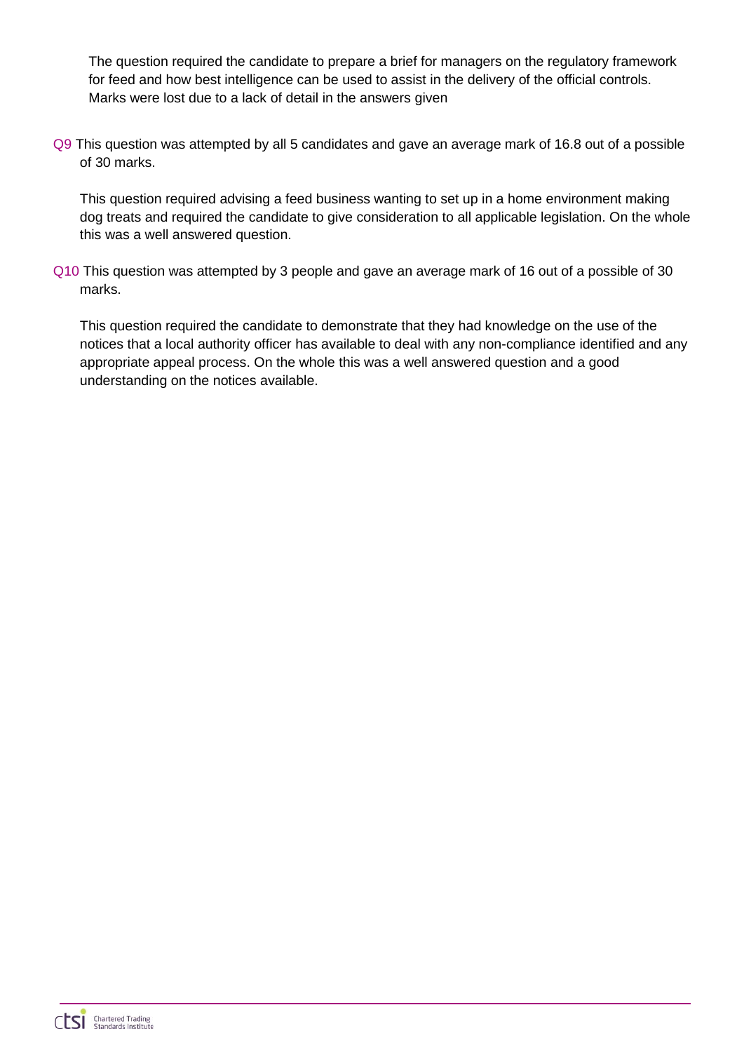The question required the candidate to prepare a brief for managers on the regulatory framework for feed and how best intelligence can be used to assist in the delivery of the official controls. Marks were lost due to a lack of detail in the answers given

Q9 This question was attempted by all 5 candidates and gave an average mark of 16.8 out of a possible of 30 marks.

This question required advising a feed business wanting to set up in a home environment making dog treats and required the candidate to give consideration to all applicable legislation. On the whole this was a well answered question.

Q10 This question was attempted by 3 people and gave an average mark of 16 out of a possible of 30 marks.

This question required the candidate to demonstrate that they had knowledge on the use of the notices that a local authority officer has available to deal with any non-compliance identified and any appropriate appeal process. On the whole this was a well answered question and a good understanding on the notices available.